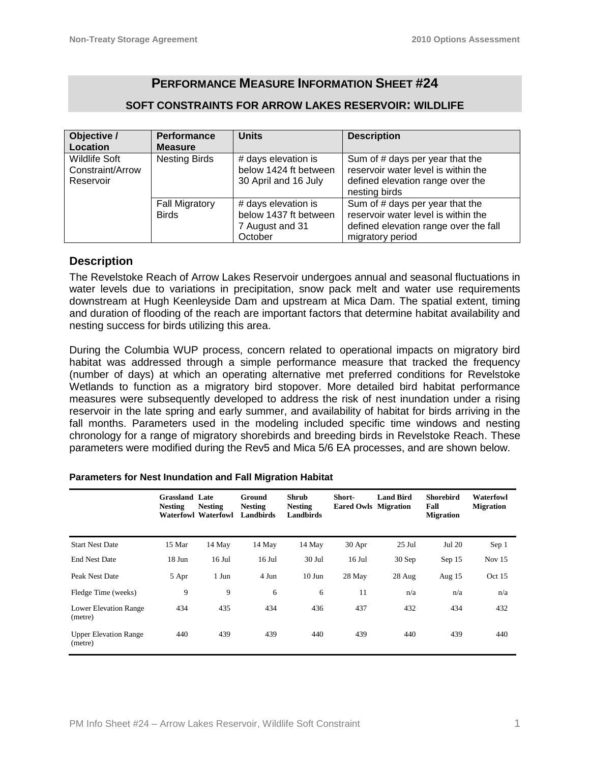## Performance Measure Information Sheet #24

### Soft Constraints for Arrow Lakes Reservoir: Wildlife

| Objective / Location | Performance Measure | Units | Description |
|---|---|---|---|
| Wildlife Soft Constraint/Arrow Reservoir | Nesting Birds | # days elevation is below 1424 ft between 30 April and 16 July | Sum of # days per year that the reservoir water level is within the defined elevation range over the nesting birds |
| | Fall Migratory Birds | # days elevation is below 1437 ft between 7 August and 31 October | Sum of # days per year that the reservoir water level is within the defined elevation range over the fall migratory period |

### Description

The Revelstoke Reach of Arrow Lakes Reservoir undergoes annual and seasonal fluctuations in water levels due to variations in precipitation, snow pack melt and water use requirements downstream at Hugh Keenleyside Dam and upstream at Mica Dam. The spatial extent, timing and duration of flooding of the reach are important factors that determine habitat availability and nesting success for birds utilizing this area.

During the Columbia WUP process, concern related to operational impacts on migratory bird habitat was addressed through a simple performance measure that tracked the frequency (number of days) at which an operating alternative met preferred conditions for Revelstoke Wetlands to function as a migratory bird stopover. More detailed bird habitat performance measures were subsequently developed to address the risk of nest inundation under a rising reservoir in the late spring and early summer, and availability of habitat for birds arriving in the fall months. Parameters used in the modeling included specific time windows and nesting chronology for a range of migratory shorebirds and breeding birds in Revelstoke Reach. These parameters were modified during the Rev5 and Mica 5/6 EA processes, and are shown below.

**Parameters for Nest Inundation and Fall Migration Habitat**

| | Grassland Nesting Waterfowl | Late Nesting Waterfowl | Ground Nesting Landbirds | Shrub Nesting Landbirds | Short-Eared Owls | Land Bird Migration | Shorebird Fall Migration | Waterfowl Migration |
|---|---|---|---|---|---|---|---|---|
| Start Nest Date | 15 Mar | 14 May | 14 May | 14 May | 30 Apr | 25 Jul | Jul 20 | Sep 1 |
| End Nest Date | 18 Jun | 16 Jul | 16 Jul | 30 Jul | 16 Jul | 30 Sep | Sep 15 | Nov 15 |
| Peak Nest Date | 5 Apr | 1 Jun | 4 Jun | 10 Jun | 28 May | 28 Aug | Aug 15 | Oct 15 |
| Fledge Time (weeks) | 9 | 9 | 6 | 6 | 11 | n/a | n/a | n/a |
| Lower Elevation Range (metre) | 434 | 435 | 434 | 436 | 437 | 432 | 434 | 432 |
| Upper Elevation Range (metre) | 440 | 439 | 439 | 440 | 439 | 440 | 439 | 440 |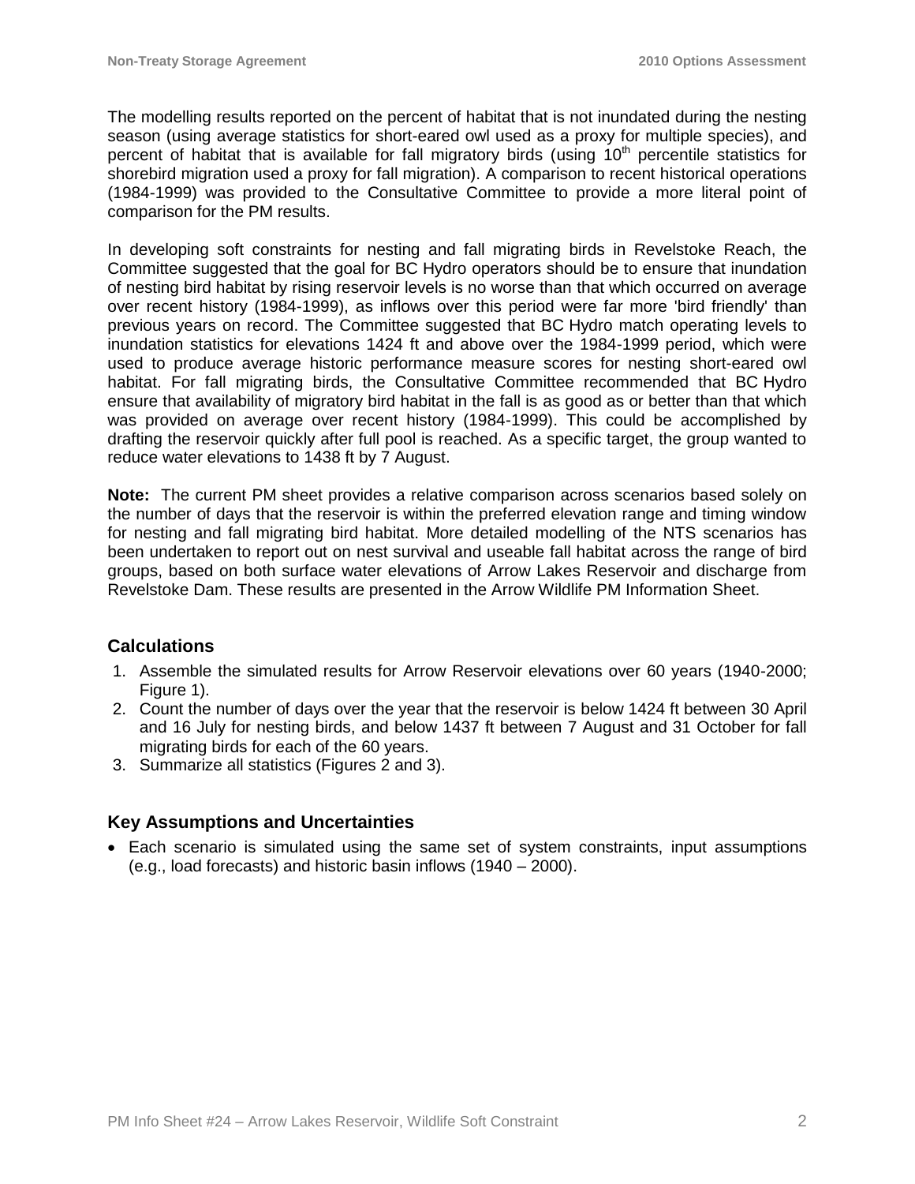The modelling results reported on the percent of habitat that is not inundated during the nesting season (using average statistics for short-eared owl used as a proxy for multiple species), and percent of habitat that is available for fall migratory birds (using 10th percentile statistics for shorebird migration used a proxy for fall migration). A comparison to recent historical operations (1984-1999) was provided to the Consultative Committee to provide a more literal point of comparison for the PM results.

In developing soft constraints for nesting and fall migrating birds in Revelstoke Reach, the Committee suggested that the goal for BC Hydro operators should be to ensure that inundation of nesting bird habitat by rising reservoir levels is no worse than that which occurred on average over recent history (1984-1999), as inflows over this period were far more 'bird friendly' than previous years on record. The Committee suggested that BC Hydro match operating levels to inundation statistics for elevations 1424 ft and above over the 1984-1999 period, which were used to produce average historic performance measure scores for nesting short-eared owl habitat. For fall migrating birds, the Consultative Committee recommended that BC Hydro ensure that availability of migratory bird habitat in the fall is as good as or better than that which was provided on average over recent history (1984-1999). This could be accomplished by drafting the reservoir quickly after full pool is reached. As a specific target, the group wanted to reduce water elevations to 1438 ft by 7 August.

**Note:** The current PM sheet provides a relative comparison across scenarios based solely on the number of days that the reservoir is within the preferred elevation range and timing window for nesting and fall migrating bird habitat. More detailed modelling of the NTS scenarios has been undertaken to report out on nest survival and useable fall habitat across the range of bird groups, based on both surface water elevations of Arrow Lakes Reservoir and discharge from Revelstoke Dam. These results are presented in the Arrow Wildlife PM Information Sheet.

## Calculations

1. Assemble the simulated results for Arrow Reservoir elevations over 60 years (1940-2000; Figure 1).
2. Count the number of days over the year that the reservoir is below 1424 ft between 30 April and 16 July for nesting birds, and below 1437 ft between 7 August and 31 October for fall migrating birds for each of the 60 years.
3. Summarize all statistics (Figures 2 and 3).

## Key Assumptions and Uncertainties

- Each scenario is simulated using the same set of system constraints, input assumptions (e.g., load forecasts) and historic basin inflows (1940 – 2000).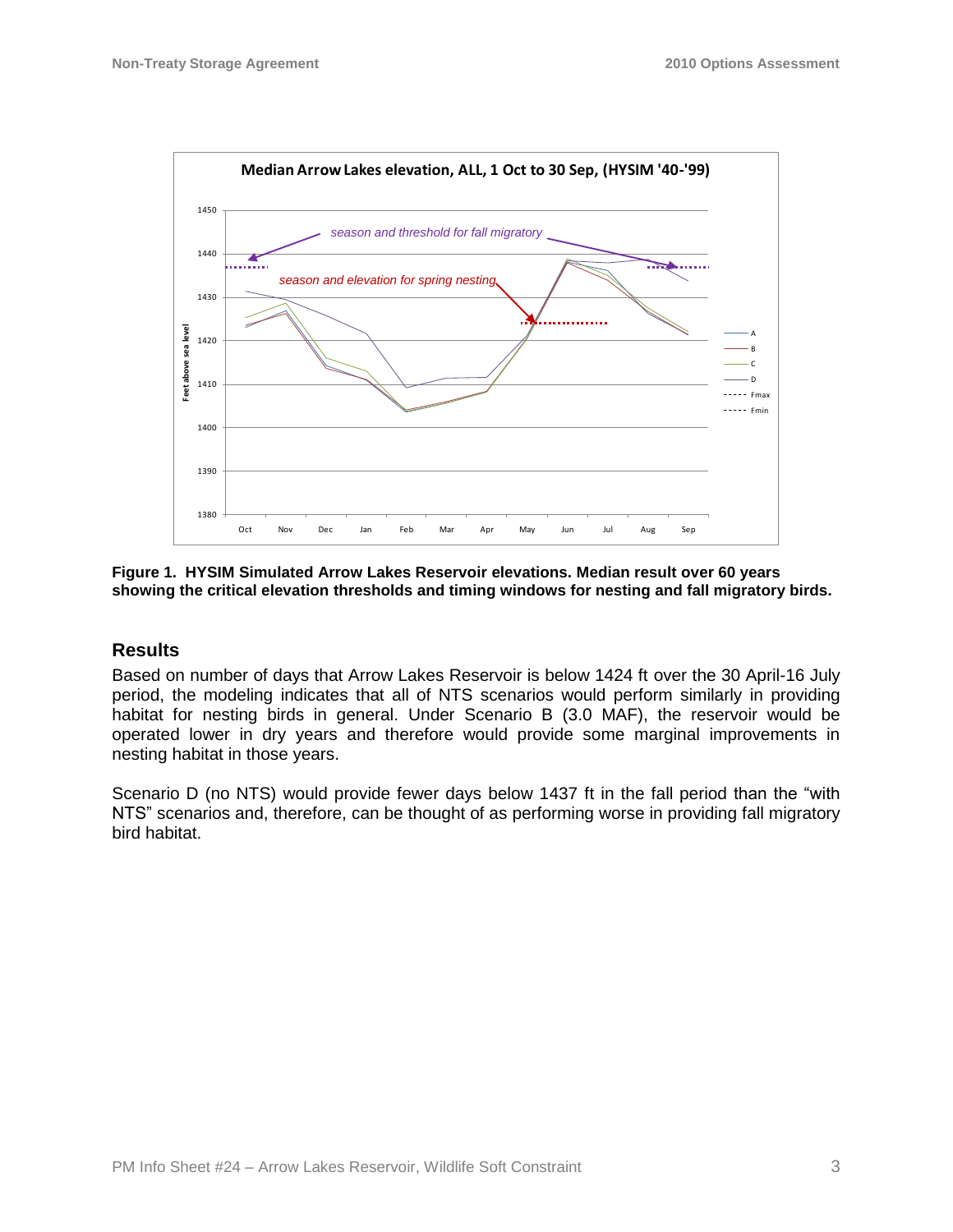**Figure 1. HYSIM Simulated Arrow Lakes Reservoir elevations. Median result over 60 years showing the critical elevation thresholds and timing windows for nesting and fall migratory birds.**

## Results

Based on number of days that Arrow Lakes Reservoir is below 1424 ft over the 30 April-16 July period, the modeling indicates that all of NTS scenarios would perform similarly in providing habitat for nesting birds in general. Under Scenario B (3.0 MAF), the reservoir would be operated lower in dry years and therefore would provide some marginal improvements in nesting habitat in those years.

Scenario D (no NTS) would provide fewer days below 1437 ft in the fall period than the "with NTS" scenarios and, therefore, can be thought of as performing worse in providing fall migratory bird habitat.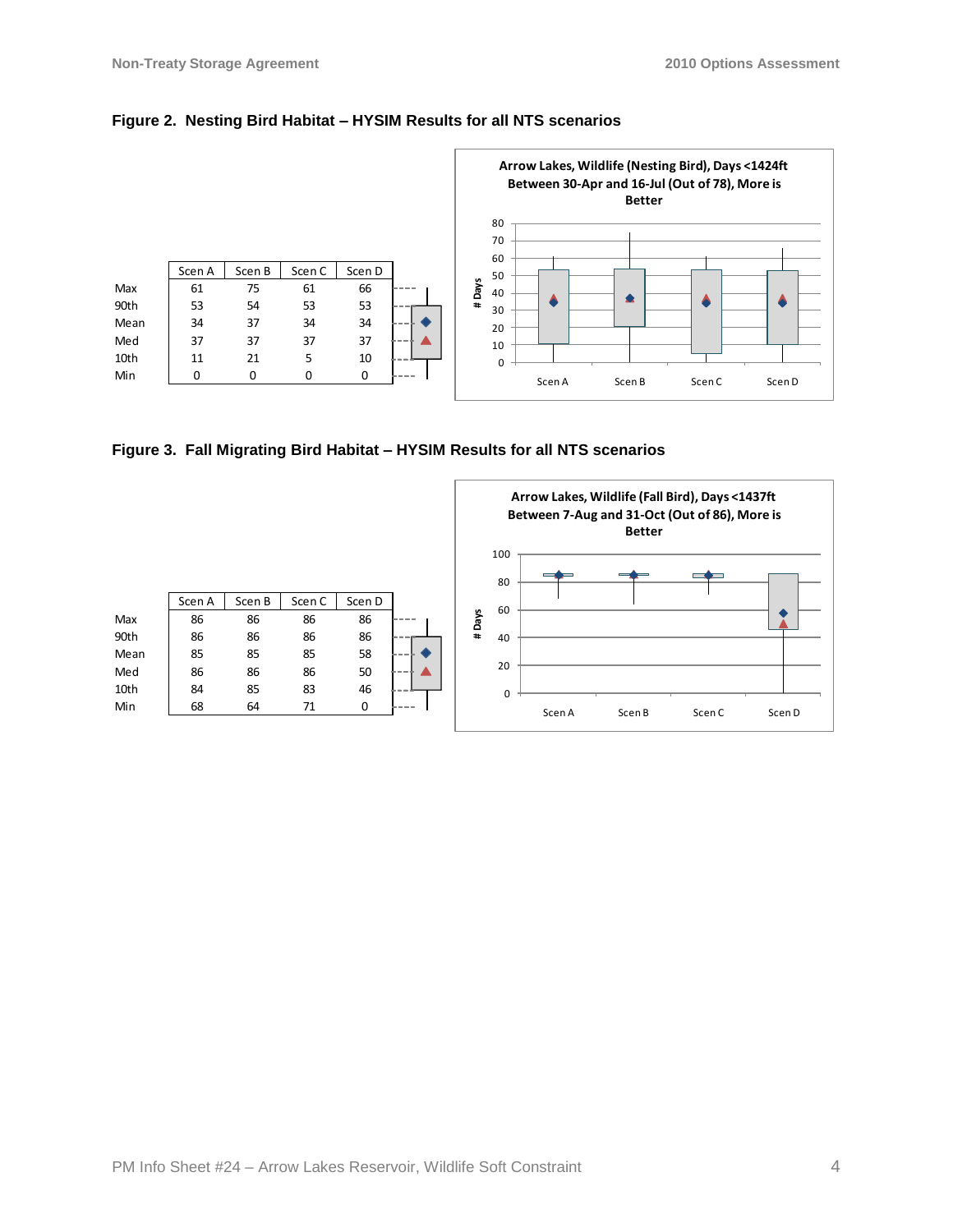**Figure 2. Nesting Bird Habitat – HYSIM Results for all NTS scenarios**

| | Scen A | Scen B | Scen C | Scen D |
|---|---|---|---|---|
| Max | 61 | 75 | 61 | 66 |
| 90th | 53 | 54 | 53 | 53 |
| Mean | 34 | 37 | 34 | 34 |
| Med | 37 | 37 | 37 | 37 |
| 10th | 11 | 21 | 5 | 10 |
| Min | 0 | 0 | 0 | 0 |

Arrow Lakes, Wildlife (Nesting Bird), Days <1424ft Between 30-Apr and 16-Jul (Out of 78), More is Better

# Days

80
70
60
50
40
30
20
10
0

Scen A
Scen B
Scen C
Scen D

**Figure 3. Fall Migrating Bird Habitat – HYSIM Results for all NTS scenarios**

| | Scen A | Scen B | Scen C | Scen D |
|---|---|---|---|---|
| Max | 86 | 86 | 86 | 86 |
| 90th | 86 | 86 | 86 | 86 |
| Mean | 85 | 85 | 85 | 58 |
| Med | 86 | 86 | 86 | 50 |
| 10th | 84 | 85 | 83 | 46 |
| Min | 68 | 64 | 71 | 0 |

Arrow Lakes, Wildlife (Fall Bird), Days <1437ft Between 7-Aug and 31-Oct (Out of 86), More is Better

# Days

100
80
60
40
20
0

Scen A
Scen B
Scen C
Scen D